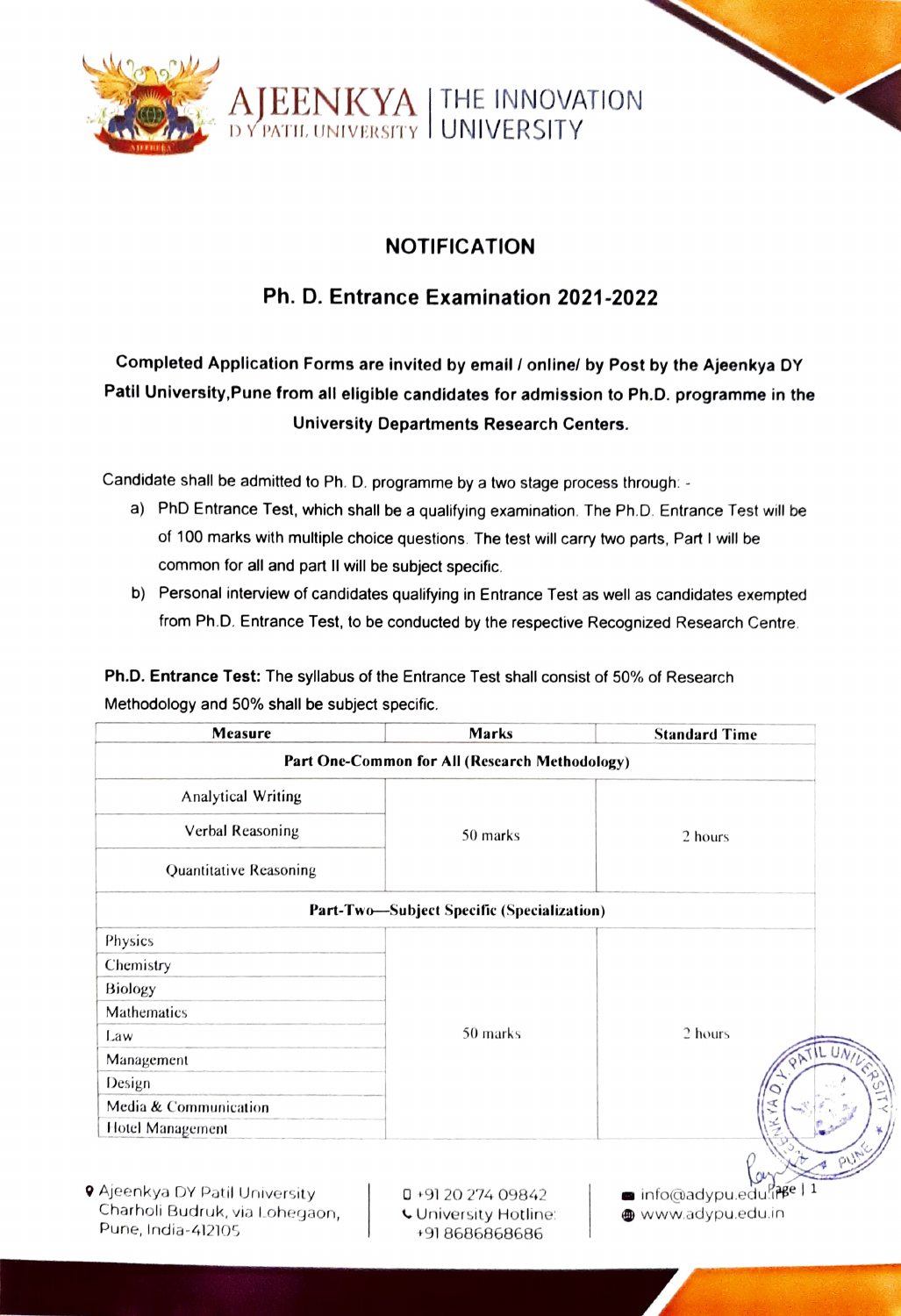AJEENKYA D Y PATIL UNIVERSITY | THE INNOVATION UNIVERSITY

## NOTIFICATION

## Ph. D. Entrance Examination 2021-2022

**Completed Application Forms are invited by email / online/ by Post by the Ajeenkya DY Patil University,Pune from all eligible candidates for admission to Ph.D. programme in the University Departments Research Centers.**

Candidate shall be admitted to Ph. D. programme by a two stage process through: -

a) PhD Entrance Test, which shall be a qualifying examination. The Ph.D. Entrance Test will be of 100 marks with multiple choice questions. The test will carry two parts, Part I will be common for all and part II will be subject specific.

b) Personal interview of candidates qualifying in Entrance Test as well as candidates exempted from Ph.D. Entrance Test, to be conducted by the respective Recognized Research Centre.

**Ph.D. Entrance Test:** The syllabus of the Entrance Test shall consist of 50% of Research Methodology and 50% shall be subject specific.

| Measure | Marks | Standard Time |
|---|---|---|
| **Part One-Common for All (Research Methodology)** | | |
| Analytical Writing | 50 marks | 2 hours |
| Verbal Reasoning | | |
| Quantitative Reasoning | | |
| **Part-Two—Subject Specific (Specialization)** | | |
| Physics | 50 marks | 2 hours |
| Chemistry | | |
| Biology | | |
| Mathematics | | |
| Law | | |
| Management | | |
| Design | | |
| Media & Communication | | |
| Hotel Management | | |

Ajeenkya DY Patil University Charholi Budruk, via Lohegaon, Pune, India-412105 | +91 20 274 09842 | University Hotline: +91 8686868686 | info@adypu.edu.in | www.adypu.edu.in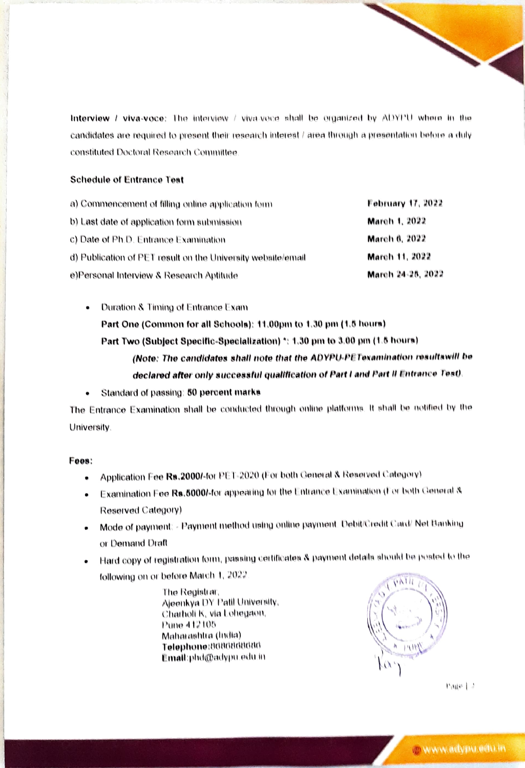**Interview / viva-voce:** The interview / viva-voce shall be organized by ADYPU where in the candidates are required to present their research interest / area through a presentation before a duly constituted Doctoral Research Committee.

**Schedule of Entrance Test**

| | |
|---|---|
| a) Commencement of filling online application form | **February 17, 2022** |
| b) Last date of application form submission | **March 1, 2022** |
| c) Date of Ph.D. Entrance Examination | **March 6, 2022** |
| d) Publication of PET result on the University website/email | **March 11, 2022** |
| e)Personal Interview & Research Aptitude | **March 24-25, 2022** |

- Duration & Timing of Entrance Exam

  **Part One (Common for all Schools): 11.00pm to 1.30 pm (1.5 hours)**

  **Part Two (Subject Specific-Specialization) \*: 1.30 pm to 3.00 pm (1.5 hours)**

  ***(Note: The candidates shall note that the ADYPU-PETexamination resultswill be declared after only successful qualification of Part I and Part II Entrance Test).***

- Standard of passing: **50 percent marks**

The Entrance Examination shall be conducted through online platforms. It shall be notified by the University.

**Fees:**

- Application Fee **Rs.2000/-**for PET-2020 (For both General & Reserved Category)
- Examination Fee **Rs.5000/-**for appearing for the Entrance Examination (For both General & Reserved Category)
- Mode of payment: - Payment method using online payment Debit/Credit Card/ Net Banking or Demand Draft
- Hard copy of registration form, passing certificates & payment details should be posted to the following on or before March 1, 2022

  The Registrar,
  Ajeenkya DY Patil University,
  Charholi K, via Lohegaon,
  Pune 412105
  Maharashtra (India)
  **Telephone:**8080808080
  **Email:**phd@adypu.edu.in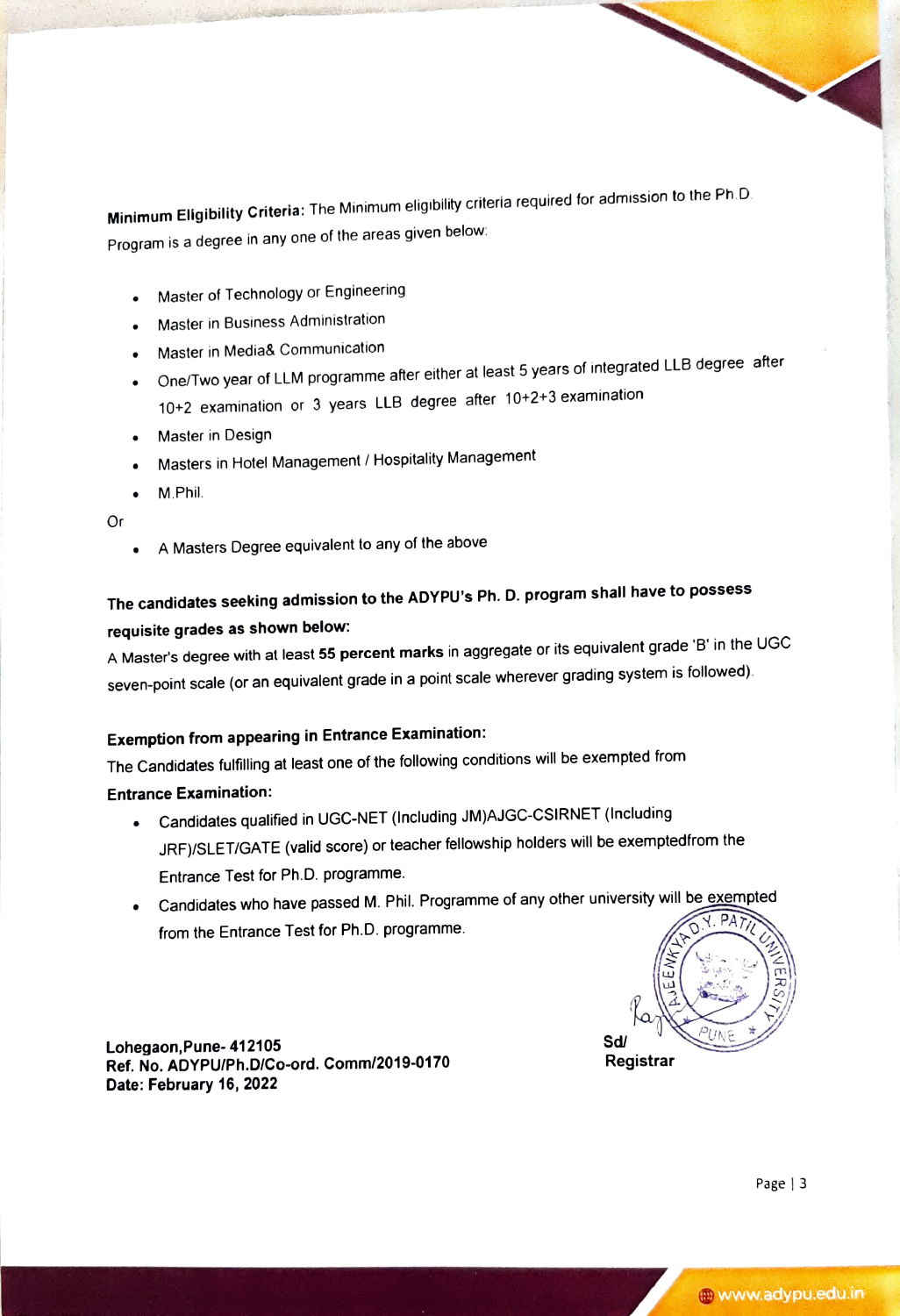**Minimum Eligibility Criteria:** The Minimum eligibility criteria required for admission to the Ph.D Program is a degree in any one of the areas given below:

- Master of Technology or Engineering
- Master in Business Administration
- Master in Media& Communication
- One/Two year of LLM programme after either at least 5 years of integrated LLB degree after 10+2 examination or 3 years LLB degree after 10+2+3 examination
- Master in Design
- Masters in Hotel Management / Hospitality Management
- M.Phil.

Or

- A Masters Degree equivalent to any of the above

**The candidates seeking admission to the ADYPU's Ph. D. program shall have to possess requisite grades as shown below:**

A Master's degree with at least **55 percent marks** in aggregate or its equivalent grade 'B' in the UGC seven-point scale (or an equivalent grade in a point scale wherever grading system is followed).

**Exemption from appearing in Entrance Examination:**

The Candidates fulfilling at least one of the following conditions will be exempted from

**Entrance Examination:**

- Candidates qualified in UGC-NET (Including JM)AJGC-CSIRNET (Including JRF)/SLET/GATE (valid score) or teacher fellowship holders will be exemptedfrom the Entrance Test for Ph.D. programme.
- Candidates who have passed M. Phil. Programme of any other university will be exempted from the Entrance Test for Ph.D. programme.

**Lohegaon,Pune- 412105**
**Ref. No. ADYPU/Ph.D/Co-ord. Comm/2019-0170**
**Date: February 16, 2022**

**Sd/**
**Registrar**